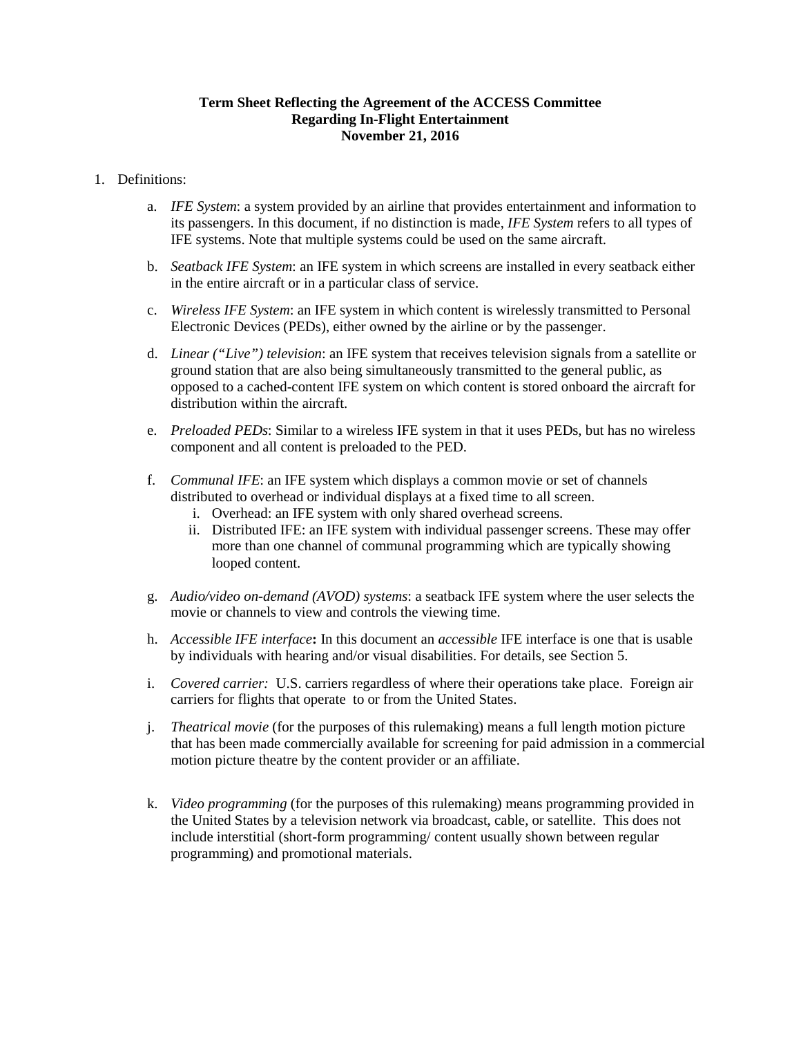**Term Sheet Reflecting the Agreement of the ACCESS Committee**
**Regarding In-Flight Entertainment**
**November 21, 2016**

1. Definitions:

    a. *IFE System*: a system provided by an airline that provides entertainment and information to its passengers. In this document, if no distinction is made, *IFE System* refers to all types of IFE systems. Note that multiple systems could be used on the same aircraft.

    b. *Seatback IFE System*: an IFE system in which screens are installed in every seatback either in the entire aircraft or in a particular class of service.

    c. *Wireless IFE System*: an IFE system in which content is wirelessly transmitted to Personal Electronic Devices (PEDs), either owned by the airline or by the passenger.

    d. *Linear ("Live") television*: an IFE system that receives television signals from a satellite or ground station that are also being simultaneously transmitted to the general public, as opposed to a cached-content IFE system on which content is stored onboard the aircraft for distribution within the aircraft.

    e. *Preloaded PEDs*: Similar to a wireless IFE system in that it uses PEDs, but has no wireless component and all content is preloaded to the PED.

    f. *Communal IFE*: an IFE system which displays a common movie or set of channels distributed to overhead or individual displays at a fixed time to all screen.
        i. Overhead: an IFE system with only shared overhead screens.
        ii. Distributed IFE: an IFE system with individual passenger screens. These may offer more than one channel of communal programming which are typically showing looped content.

    g. *Audio/video on-demand (AVOD) systems*: a seatback IFE system where the user selects the movie or channels to view and controls the viewing time.

    h. *Accessible IFE interface***:** In this document an *accessible* IFE interface is one that is usable by individuals with hearing and/or visual disabilities. For details, see Section 5.

    i. *Covered carrier:* U.S. carriers regardless of where their operations take place. Foreign air carriers for flights that operate to or from the United States.

    j. *Theatrical movie* (for the purposes of this rulemaking) means a full length motion picture that has been made commercially available for screening for paid admission in a commercial motion picture theatre by the content provider or an affiliate.

    k. *Video programming* (for the purposes of this rulemaking) means programming provided in the United States by a television network via broadcast, cable, or satellite. This does not include interstitial (short-form programming/ content usually shown between regular programming) and promotional materials.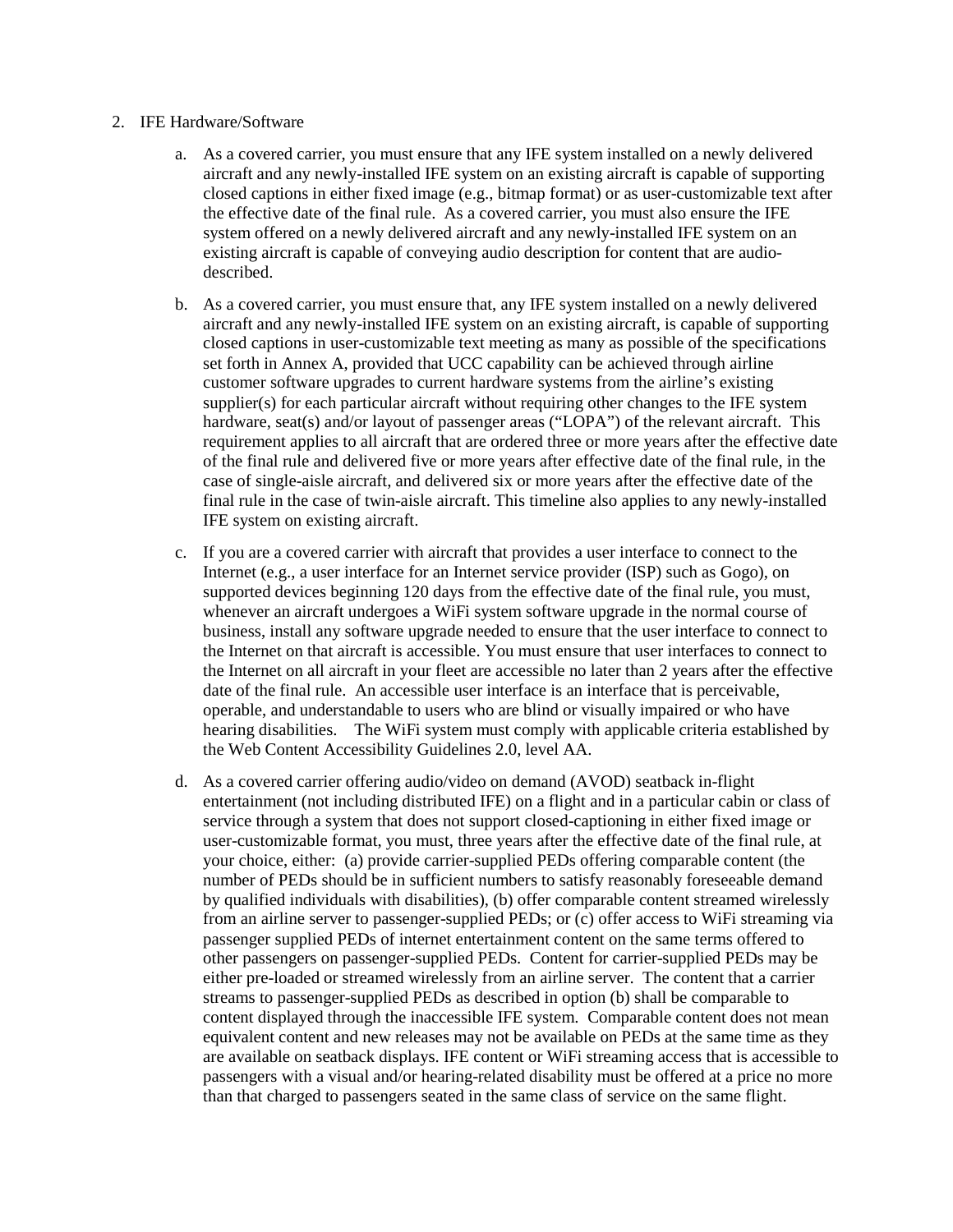2. IFE Hardware/Software

    a. As a covered carrier, you must ensure that any IFE system installed on a newly delivered aircraft and any newly-installed IFE system on an existing aircraft is capable of supporting closed captions in either fixed image (e.g., bitmap format) or as user-customizable text after the effective date of the final rule. As a covered carrier, you must also ensure the IFE system offered on a newly delivered aircraft and any newly-installed IFE system on an existing aircraft is capable of conveying audio description for content that are audio-described.

    b. As a covered carrier, you must ensure that, any IFE system installed on a newly delivered aircraft and any newly-installed IFE system on an existing aircraft, is capable of supporting closed captions in user-customizable text meeting as many as possible of the specifications set forth in Annex A, provided that UCC capability can be achieved through airline customer software upgrades to current hardware systems from the airline's existing supplier(s) for each particular aircraft without requiring other changes to the IFE system hardware, seat(s) and/or layout of passenger areas ("LOPA") of the relevant aircraft. This requirement applies to all aircraft that are ordered three or more years after the effective date of the final rule and delivered five or more years after effective date of the final rule, in the case of single-aisle aircraft, and delivered six or more years after the effective date of the final rule in the case of twin-aisle aircraft. This timeline also applies to any newly-installed IFE system on existing aircraft.

    c. If you are a covered carrier with aircraft that provides a user interface to connect to the Internet (e.g., a user interface for an Internet service provider (ISP) such as Gogo), on supported devices beginning 120 days from the effective date of the final rule, you must, whenever an aircraft undergoes a WiFi system software upgrade in the normal course of business, install any software upgrade needed to ensure that the user interface to connect to the Internet on that aircraft is accessible. You must ensure that user interfaces to connect to the Internet on all aircraft in your fleet are accessible no later than 2 years after the effective date of the final rule. An accessible user interface is an interface that is perceivable, operable, and understandable to users who are blind or visually impaired or who have hearing disabilities. The WiFi system must comply with applicable criteria established by the Web Content Accessibility Guidelines 2.0, level AA.

    d. As a covered carrier offering audio/video on demand (AVOD) seatback in-flight entertainment (not including distributed IFE) on a flight and in a particular cabin or class of service through a system that does not support closed-captioning in either fixed image or user-customizable format, you must, three years after the effective date of the final rule, at your choice, either: (a) provide carrier-supplied PEDs offering comparable content (the number of PEDs should be in sufficient numbers to satisfy reasonably foreseeable demand by qualified individuals with disabilities), (b) offer comparable content streamed wirelessly from an airline server to passenger-supplied PEDs; or (c) offer access to WiFi streaming via passenger supplied PEDs of internet entertainment content on the same terms offered to other passengers on passenger-supplied PEDs. Content for carrier-supplied PEDs may be either pre-loaded or streamed wirelessly from an airline server. The content that a carrier streams to passenger-supplied PEDs as described in option (b) shall be comparable to content displayed through the inaccessible IFE system. Comparable content does not mean equivalent content and new releases may not be available on PEDs at the same time as they are available on seatback displays. IFE content or WiFi streaming access that is accessible to passengers with a visual and/or hearing-related disability must be offered at a price no more than that charged to passengers seated in the same class of service on the same flight.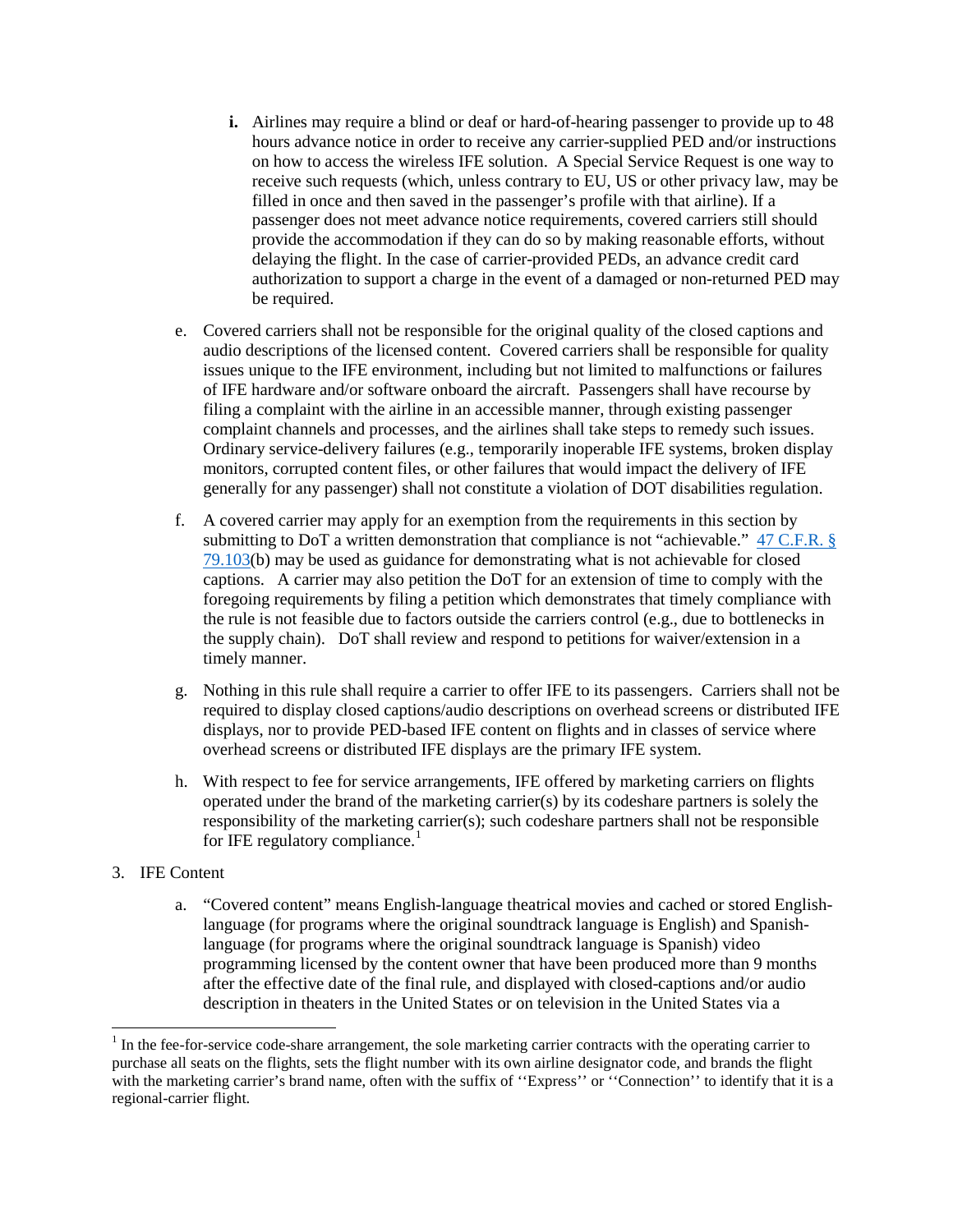i. Airlines may require a blind or deaf or hard-of-hearing passenger to provide up to 48 hours advance notice in order to receive any carrier-supplied PED and/or instructions on how to access the wireless IFE solution. A Special Service Request is one way to receive such requests (which, unless contrary to EU, US or other privacy law, may be filled in once and then saved in the passenger's profile with that airline). If a passenger does not meet advance notice requirements, covered carriers still should provide the accommodation if they can do so by making reasonable efforts, without delaying the flight. In the case of carrier-provided PEDs, an advance credit card authorization to support a charge in the event of a damaged or non-returned PED may be required.

e. Covered carriers shall not be responsible for the original quality of the closed captions and audio descriptions of the licensed content. Covered carriers shall be responsible for quality issues unique to the IFE environment, including but not limited to malfunctions or failures of IFE hardware and/or software onboard the aircraft. Passengers shall have recourse by filing a complaint with the airline in an accessible manner, through existing passenger complaint channels and processes, and the airlines shall take steps to remedy such issues. Ordinary service-delivery failures (e.g., temporarily inoperable IFE systems, broken display monitors, corrupted content files, or other failures that would impact the delivery of IFE generally for any passenger) shall not constitute a violation of DOT disabilities regulation.

f. A covered carrier may apply for an exemption from the requirements in this section by submitting to DoT a written demonstration that compliance is not "achievable." 47 C.F.R. § 79.103(b) may be used as guidance for demonstrating what is not achievable for closed captions. A carrier may also petition the DoT for an extension of time to comply with the foregoing requirements by filing a petition which demonstrates that timely compliance with the rule is not feasible due to factors outside the carriers control (e.g., due to bottlenecks in the supply chain). DoT shall review and respond to petitions for waiver/extension in a timely manner.

g. Nothing in this rule shall require a carrier to offer IFE to its passengers. Carriers shall not be required to display closed captions/audio descriptions on overhead screens or distributed IFE displays, nor to provide PED-based IFE content on flights and in classes of service where overhead screens or distributed IFE displays are the primary IFE system.

h. With respect to fee for service arrangements, IFE offered by marketing carriers on flights operated under the brand of the marketing carrier(s) by its codeshare partners is solely the responsibility of the marketing carrier(s); such codeshare partners shall not be responsible for IFE regulatory compliance.[1]

3. IFE Content

a. "Covered content" means English-language theatrical movies and cached or stored English-language (for programs where the original soundtrack language is English) and Spanish-language (for programs where the original soundtrack language is Spanish) video programming licensed by the content owner that have been produced more than 9 months after the effective date of the final rule, and displayed with closed-captions and/or audio description in theaters in the United States or on television in the United States via a

[1] In the fee-for-service code-share arrangement, the sole marketing carrier contracts with the operating carrier to purchase all seats on the flights, sets the flight number with its own airline designator code, and brands the flight with the marketing carrier's brand name, often with the suffix of ''Express'' or ''Connection'' to identify that it is a regional-carrier flight.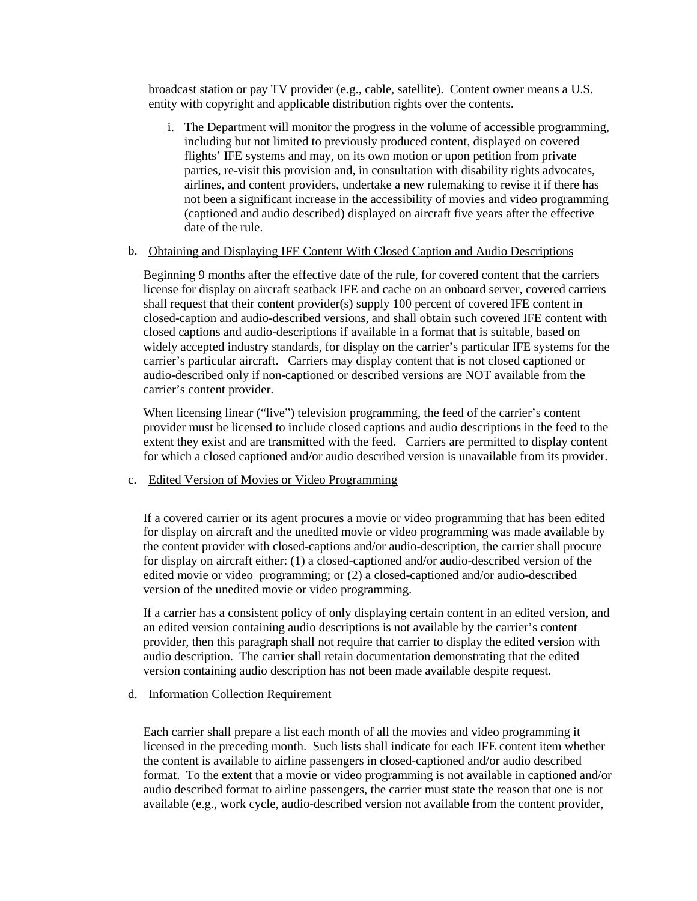broadcast station or pay TV provider (e.g., cable, satellite). Content owner means a U.S. entity with copyright and applicable distribution rights over the contents.

i. The Department will monitor the progress in the volume of accessible programming, including but not limited to previously produced content, displayed on covered flights' IFE systems and may, on its own motion or upon petition from private parties, re-visit this provision and, in consultation with disability rights advocates, airlines, and content providers, undertake a new rulemaking to revise it if there has not been a significant increase in the accessibility of movies and video programming (captioned and audio described) displayed on aircraft five years after the effective date of the rule.

b. <u>Obtaining and Displaying IFE Content With Closed Caption and Audio Descriptions</u>

Beginning 9 months after the effective date of the rule, for covered content that the carriers license for display on aircraft seatback IFE and cache on an onboard server, covered carriers shall request that their content provider(s) supply 100 percent of covered IFE content in closed-caption and audio-described versions, and shall obtain such covered IFE content with closed captions and audio-descriptions if available in a format that is suitable, based on widely accepted industry standards, for display on the carrier's particular IFE systems for the carrier's particular aircraft. Carriers may display content that is not closed captioned or audio-described only if non-captioned or described versions are NOT available from the carrier's content provider.

When licensing linear ("live") television programming, the feed of the carrier's content provider must be licensed to include closed captions and audio descriptions in the feed to the extent they exist and are transmitted with the feed. Carriers are permitted to display content for which a closed captioned and/or audio described version is unavailable from its provider.

c. <u>Edited Version of Movies or Video Programming</u>

If a covered carrier or its agent procures a movie or video programming that has been edited for display on aircraft and the unedited movie or video programming was made available by the content provider with closed-captions and/or audio-description, the carrier shall procure for display on aircraft either: (1) a closed-captioned and/or audio-described version of the edited movie or video programming; or (2) a closed-captioned and/or audio-described version of the unedited movie or video programming.

If a carrier has a consistent policy of only displaying certain content in an edited version, and an edited version containing audio descriptions is not available by the carrier's content provider, then this paragraph shall not require that carrier to display the edited version with audio description. The carrier shall retain documentation demonstrating that the edited version containing audio description has not been made available despite request.

d. <u>Information Collection Requirement</u>

Each carrier shall prepare a list each month of all the movies and video programming it licensed in the preceding month. Such lists shall indicate for each IFE content item whether the content is available to airline passengers in closed-captioned and/or audio described format. To the extent that a movie or video programming is not available in captioned and/or audio described format to airline passengers, the carrier must state the reason that one is not available (e.g., work cycle, audio-described version not available from the content provider,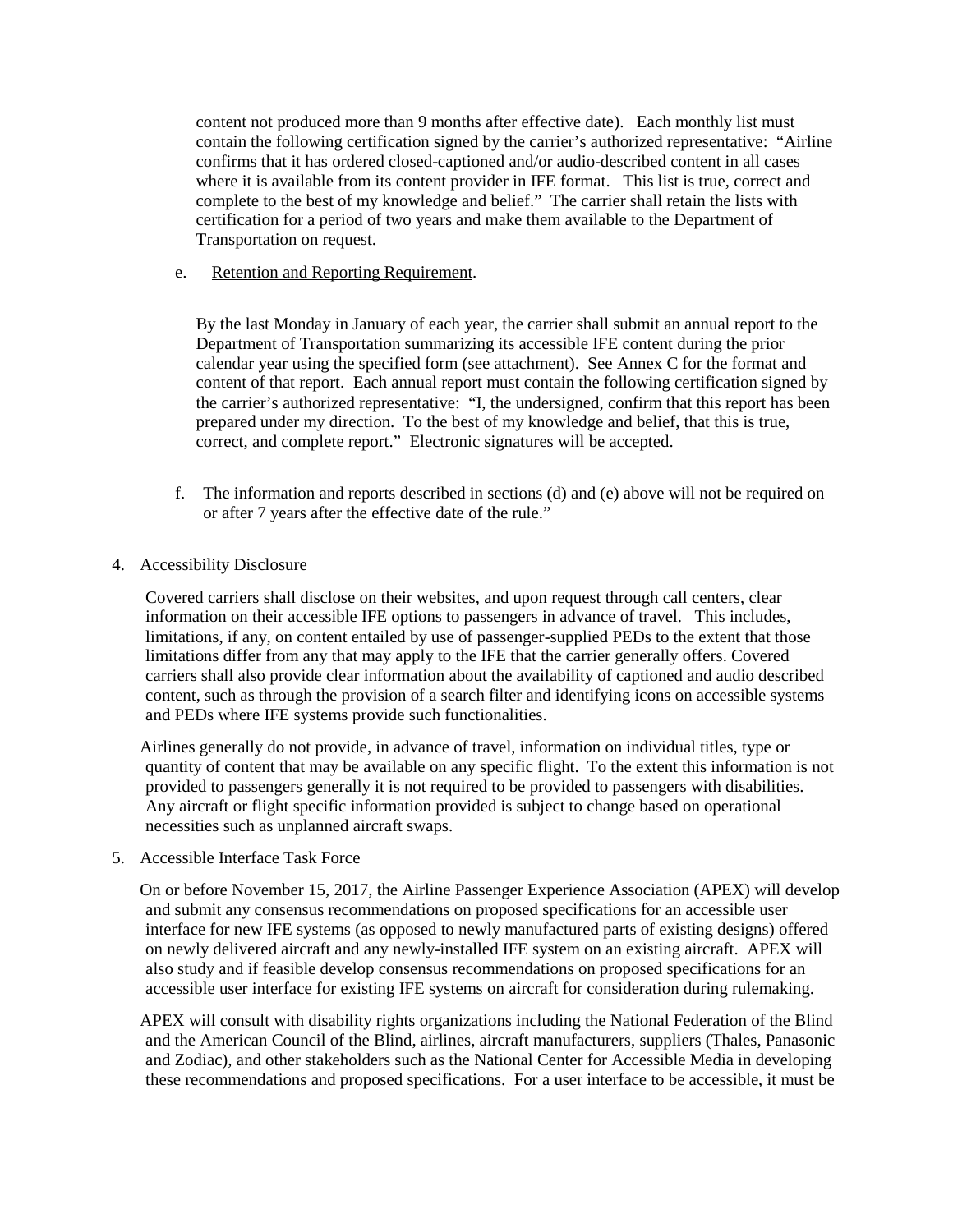content not produced more than 9 months after effective date). Each monthly list must contain the following certification signed by the carrier's authorized representative: "Airline confirms that it has ordered closed-captioned and/or audio-described content in all cases where it is available from its content provider in IFE format. This list is true, correct and complete to the best of my knowledge and belief." The carrier shall retain the lists with certification for a period of two years and make them available to the Department of Transportation on request.

e. Retention and Reporting Requirement.

By the last Monday in January of each year, the carrier shall submit an annual report to the Department of Transportation summarizing its accessible IFE content during the prior calendar year using the specified form (see attachment). See Annex C for the format and content of that report. Each annual report must contain the following certification signed by the carrier's authorized representative: "I, the undersigned, confirm that this report has been prepared under my direction. To the best of my knowledge and belief, that this is true, correct, and complete report." Electronic signatures will be accepted.

f. The information and reports described in sections (d) and (e) above will not be required on or after 7 years after the effective date of the rule."

4. Accessibility Disclosure

Covered carriers shall disclose on their websites, and upon request through call centers, clear information on their accessible IFE options to passengers in advance of travel. This includes, limitations, if any, on content entailed by use of passenger-supplied PEDs to the extent that those limitations differ from any that may apply to the IFE that the carrier generally offers. Covered carriers shall also provide clear information about the availability of captioned and audio described content, such as through the provision of a search filter and identifying icons on accessible systems and PEDs where IFE systems provide such functionalities.

Airlines generally do not provide, in advance of travel, information on individual titles, type or quantity of content that may be available on any specific flight. To the extent this information is not provided to passengers generally it is not required to be provided to passengers with disabilities. Any aircraft or flight specific information provided is subject to change based on operational necessities such as unplanned aircraft swaps.

5. Accessible Interface Task Force

On or before November 15, 2017, the Airline Passenger Experience Association (APEX) will develop and submit any consensus recommendations on proposed specifications for an accessible user interface for new IFE systems (as opposed to newly manufactured parts of existing designs) offered on newly delivered aircraft and any newly-installed IFE system on an existing aircraft. APEX will also study and if feasible develop consensus recommendations on proposed specifications for an accessible user interface for existing IFE systems on aircraft for consideration during rulemaking.

APEX will consult with disability rights organizations including the National Federation of the Blind and the American Council of the Blind, airlines, aircraft manufacturers, suppliers (Thales, Panasonic and Zodiac), and other stakeholders such as the National Center for Accessible Media in developing these recommendations and proposed specifications. For a user interface to be accessible, it must be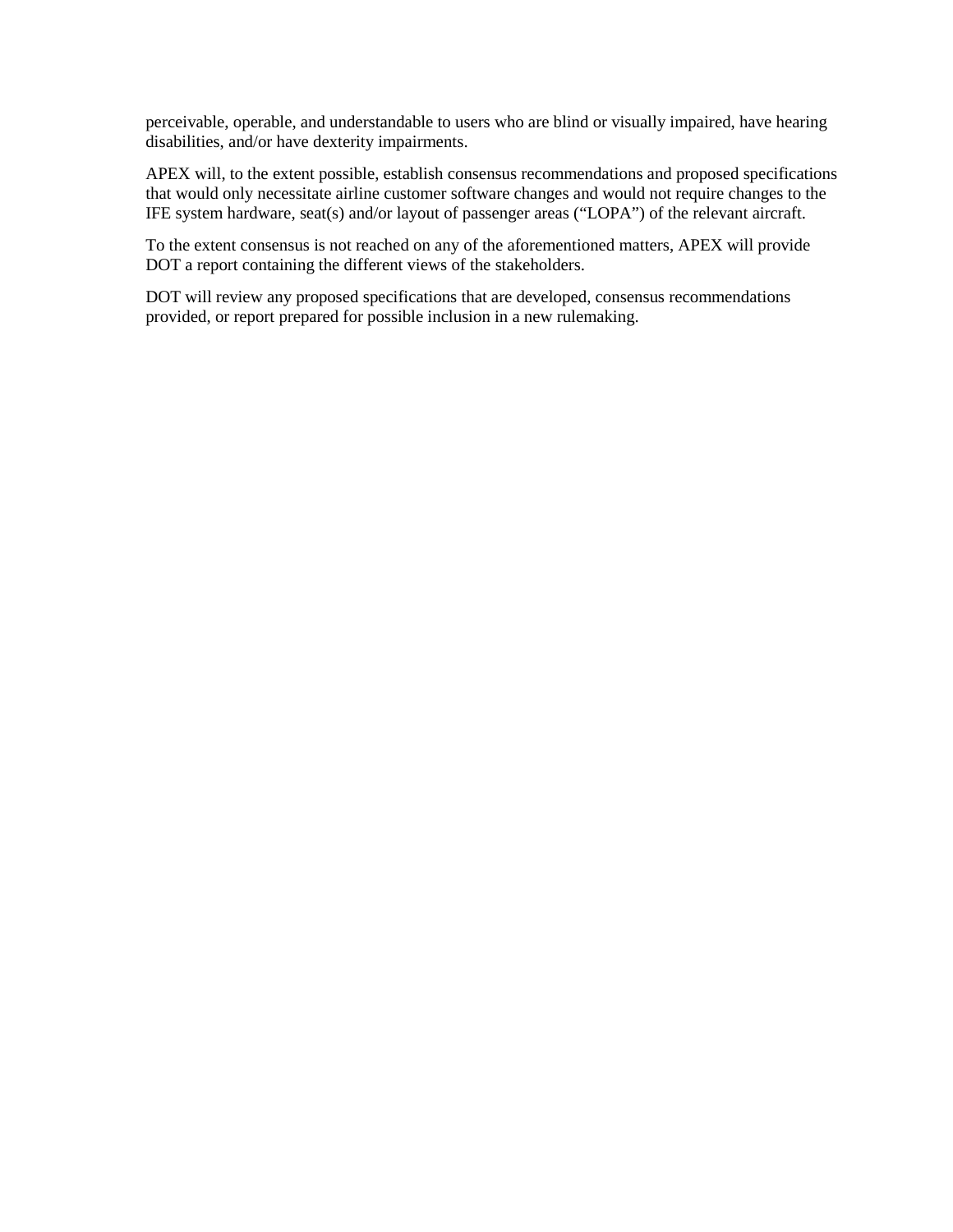perceivable, operable, and understandable to users who are blind or visually impaired, have hearing disabilities, and/or have dexterity impairments.

APEX will, to the extent possible, establish consensus recommendations and proposed specifications that would only necessitate airline customer software changes and would not require changes to the IFE system hardware, seat(s) and/or layout of passenger areas ("LOPA") of the relevant aircraft.

To the extent consensus is not reached on any of the aforementioned matters, APEX will provide DOT a report containing the different views of the stakeholders.

DOT will review any proposed specifications that are developed, consensus recommendations provided, or report prepared for possible inclusion in a new rulemaking.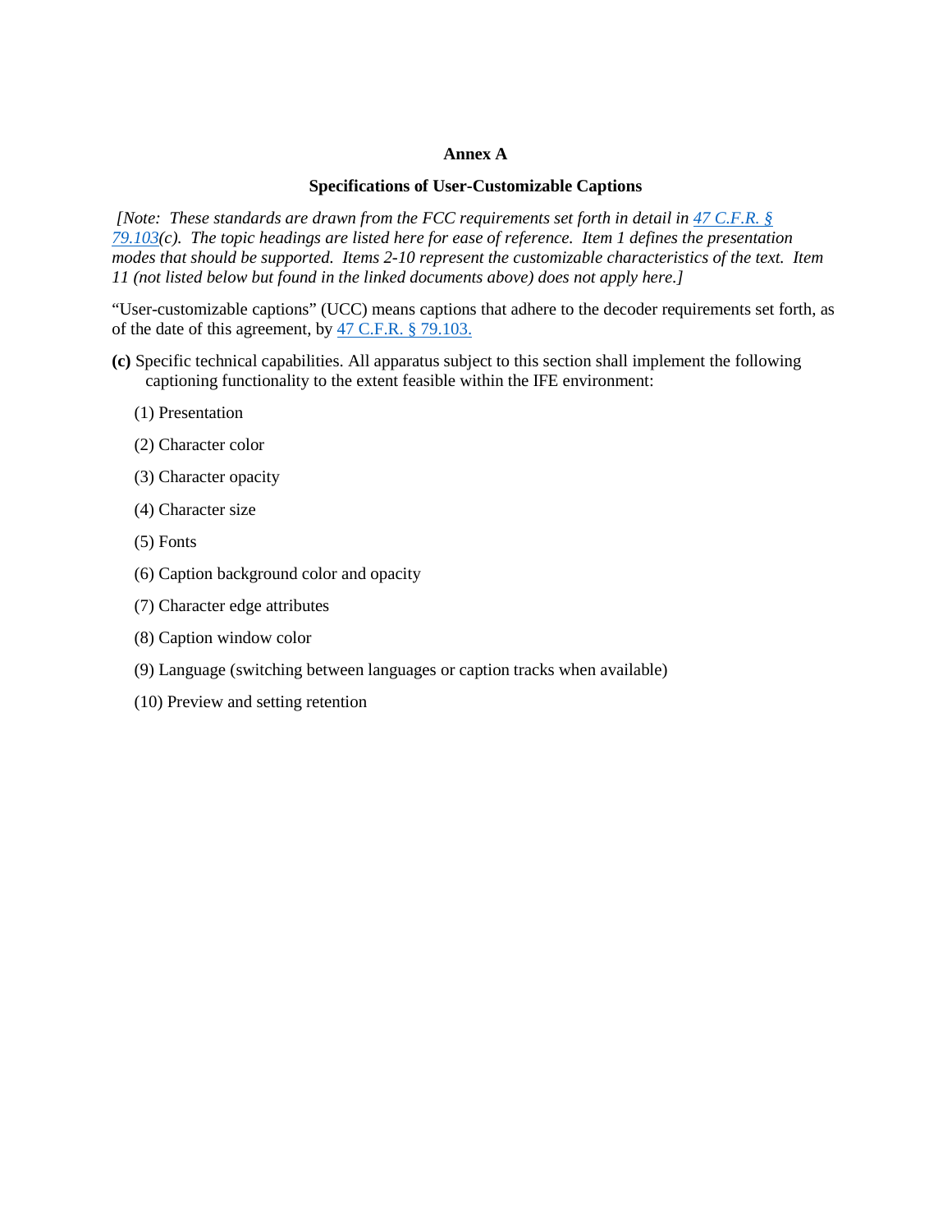# Annex A

## Specifications of User-Customizable Captions

*[Note: These standards are drawn from the FCC requirements set forth in detail in [47 C.F.R. § 79.103](#)(c). The topic headings are listed here for ease of reference. Item 1 defines the presentation modes that should be supported. Items 2-10 represent the customizable characteristics of the text. Item 11 (not listed below but found in the linked documents above) does not apply here.]*

"User-customizable captions" (UCC) means captions that adhere to the decoder requirements set forth, as of the date of this agreement, by [47 C.F.R. § 79.103.](#)

**(c)** Specific technical capabilities. All apparatus subject to this section shall implement the following captioning functionality to the extent feasible within the IFE environment:

(1) Presentation

(2) Character color

(3) Character opacity

(4) Character size

(5) Fonts

(6) Caption background color and opacity

(7) Character edge attributes

(8) Caption window color

(9) Language (switching between languages or caption tracks when available)

(10) Preview and setting retention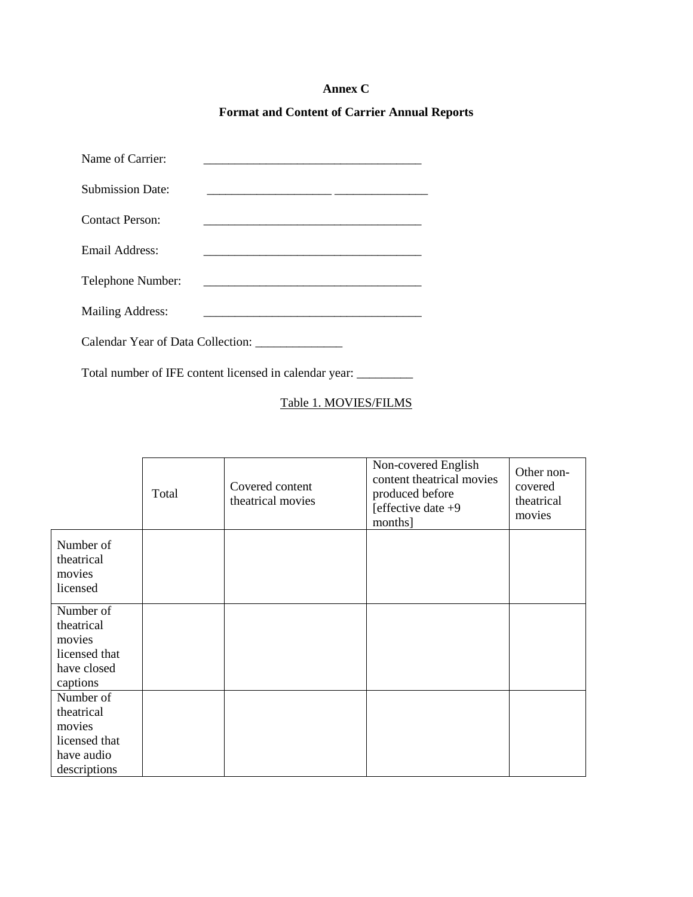**Annex C**

**Format and Content of Carrier Annual Reports**

Name of Carrier: ___________________________________

Submission Date: ____________________ _______________

Contact Person: ___________________________________

Email Address: ___________________________________

Telephone Number: ___________________________________

Mailing Address: ___________________________________

Calendar Year of Data Collection: ______________

Total number of IFE content licensed in calendar year: _________

Table 1. MOVIES/FILMS

| | Total | Covered content theatrical movies | Non-covered English content theatrical movies produced before [effective date +9 months] | Other non-covered theatrical movies |
|---|---|---|---|---|
| Number of theatrical movies licensed | | | | |
| Number of theatrical movies licensed that have closed captions | | | | |
| Number of theatrical movies licensed that have audio descriptions | | | | |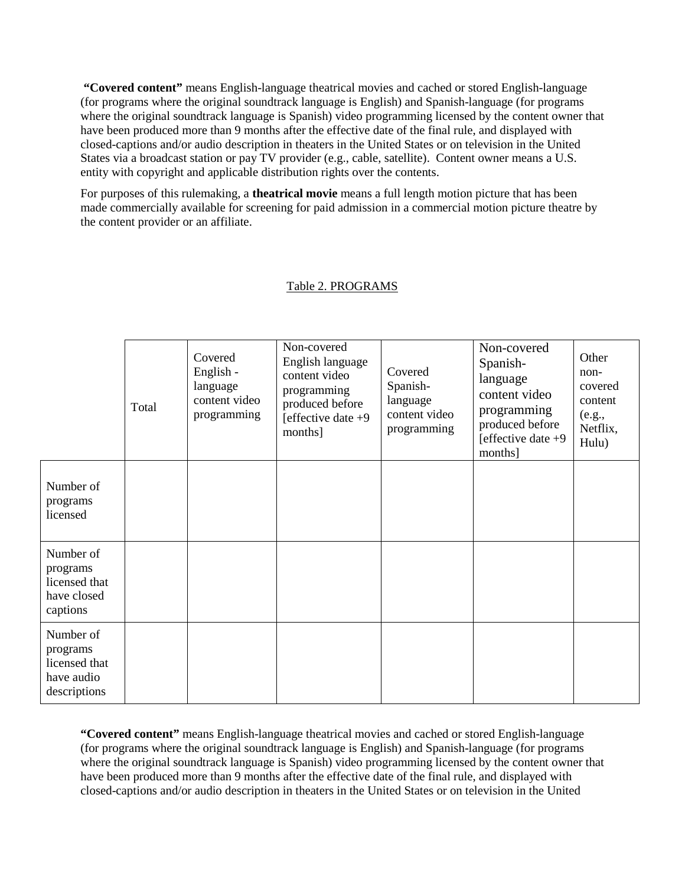**"Covered content"** means English-language theatrical movies and cached or stored English-language (for programs where the original soundtrack language is English) and Spanish-language (for programs where the original soundtrack language is Spanish) video programming licensed by the content owner that have been produced more than 9 months after the effective date of the final rule, and displayed with closed-captions and/or audio description in theaters in the United States or on television in the United States via a broadcast station or pay TV provider (e.g., cable, satellite). Content owner means a U.S. entity with copyright and applicable distribution rights over the contents.

For purposes of this rulemaking, a **theatrical movie** means a full length motion picture that has been made commercially available for screening for paid admission in a commercial motion picture theatre by the content provider or an affiliate.

Table 2. PROGRAMS

| | Total | Covered English - language content video programming | Non-covered English language content video programming produced before [effective date +9 months] | Covered Spanish-language content video programming | Non-covered Spanish-language content video programming produced before [effective date +9 months] | Other non-covered content (e.g., Netflix, Hulu) |
|---|---|---|---|---|---|---|
| Number of programs licensed | | | | | | |
| Number of programs licensed that have closed captions | | | | | | |
| Number of programs licensed that have audio descriptions | | | | | | |

**"Covered content"** means English-language theatrical movies and cached or stored English-language (for programs where the original soundtrack language is English) and Spanish-language (for programs where the original soundtrack language is Spanish) video programming licensed by the content owner that have been produced more than 9 months after the effective date of the final rule, and displayed with closed-captions and/or audio description in theaters in the United States or on television in the United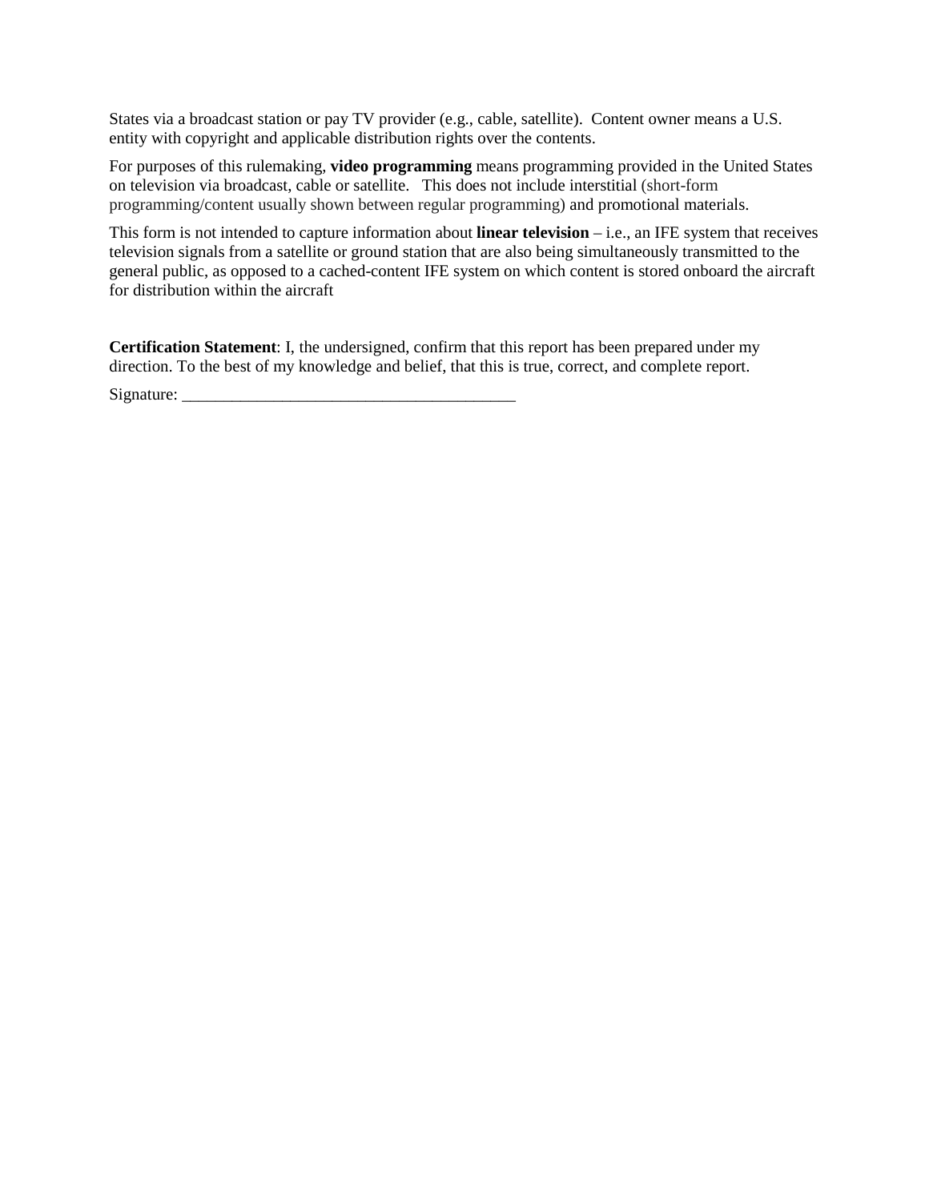States via a broadcast station or pay TV provider (e.g., cable, satellite). Content owner means a U.S. entity with copyright and applicable distribution rights over the contents.

For purposes of this rulemaking, **video programming** means programming provided in the United States on television via broadcast, cable or satellite. This does not include interstitial (short-form programming/content usually shown between regular programming) and promotional materials.

This form is not intended to capture information about **linear television** – i.e., an IFE system that receives television signals from a satellite or ground station that are also being simultaneously transmitted to the general public, as opposed to a cached-content IFE system on which content is stored onboard the aircraft for distribution within the aircraft

**Certification Statement**: I, the undersigned, confirm that this report has been prepared under my direction. To the best of my knowledge and belief, that this is true, correct, and complete report.

Signature: ________________________________________